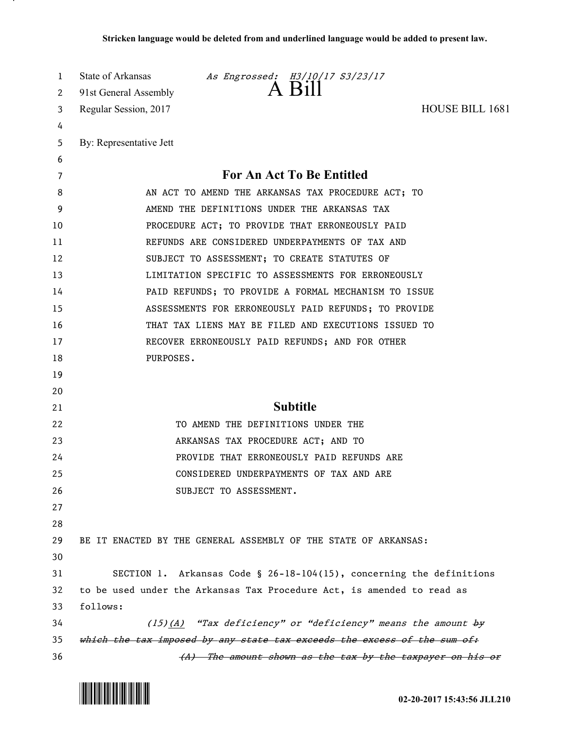**Stricken language would be deleted from and underlined language would be added to present law.**

State of Arkansas *As Engrossed: H3/10/17 S3/23/17*
91st General Assembly
# A Bill
Regular Session, 2017 HOUSE BILL 1681

By: Representative Jett

## For An Act To Be Entitled

AN ACT TO AMEND THE ARKANSAS TAX PROCEDURE ACT; TO AMEND THE DEFINITIONS UNDER THE ARKANSAS TAX PROCEDURE ACT; TO PROVIDE THAT ERRONEOUSLY PAID REFUNDS ARE CONSIDERED UNDERPAYMENTS OF TAX AND SUBJECT TO ASSESSMENT; TO CREATE STATUTES OF LIMITATION SPECIFIC TO ASSESSMENTS FOR ERRONEOUSLY PAID REFUNDS; TO PROVIDE A FORMAL MECHANISM TO ISSUE ASSESSMENTS FOR ERRONEOUSLY PAID REFUNDS; TO PROVIDE THAT TAX LIENS MAY BE FILED AND EXECUTIONS ISSUED TO RECOVER ERRONEOUSLY PAID REFUNDS; AND FOR OTHER PURPOSES.

## Subtitle

TO AMEND THE DEFINITIONS UNDER THE ARKANSAS TAX PROCEDURE ACT; AND TO PROVIDE THAT ERRONEOUSLY PAID REFUNDS ARE CONSIDERED UNDERPAYMENTS OF TAX AND ARE SUBJECT TO ASSESSMENT.

BE IT ENACTED BY THE GENERAL ASSEMBLY OF THE STATE OF ARKANSAS:

SECTION 1. Arkansas Code § 26-18-104(15), concerning the definitions to be used under the Arkansas Tax Procedure Act, is amended to read as follows:

*(15)<u>(A)</u> "Tax deficiency" or "deficiency" means the amount ~~by which the tax imposed by any state tax exceeds the excess of the sum of:~~*

*~~(A) The amount shown as the tax by the taxpayer on his or~~*

02-20-2017 15:43:56 JLL210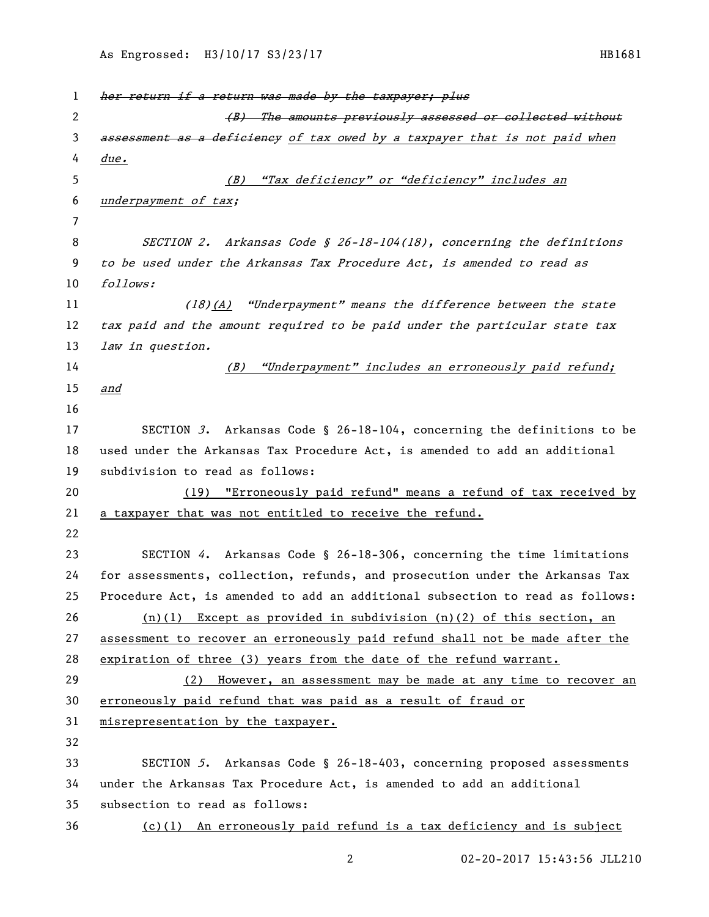~~her return if a return was made by the taxpayer; plus~~

~~(B) The amounts previously assessed or collected without assessment as a deficiency~~ *of tax owed by a taxpayer that is not paid when due.*

*(B) "Tax deficiency" or "deficiency" includes an underpayment of tax;*

*SECTION 2. Arkansas Code § 26-18-104(18), concerning the definitions to be used under the Arkansas Tax Procedure Act, is amended to read as follows:*

*(18)(A) "Underpayment" means the difference between the state tax paid and the amount required to be paid under the particular state tax law in question.*

*(B) "Underpayment" includes an erroneously paid refund; and*

SECTION *3*. Arkansas Code § 26-18-104, concerning the definitions to be used under the Arkansas Tax Procedure Act, is amended to add an additional subdivision to read as follows:

(19) "Erroneously paid refund" means a refund of tax received by a taxpayer that was not entitled to receive the refund.

SECTION *4*. Arkansas Code § 26-18-306, concerning the time limitations for assessments, collection, refunds, and prosecution under the Arkansas Tax Procedure Act, is amended to add an additional subsection to read as follows:

(n)(1) Except as provided in subdivision (n)(2) of this section, an assessment to recover an erroneously paid refund shall not be made after the expiration of three (3) years from the date of the refund warrant.

(2) However, an assessment may be made at any time to recover an erroneously paid refund that was paid as a result of fraud or misrepresentation by the taxpayer.

SECTION *5*. Arkansas Code § 26-18-403, concerning proposed assessments under the Arkansas Tax Procedure Act, is amended to add an additional subsection to read as follows:

(c)(1) An erroneously paid refund is a tax deficiency and is subject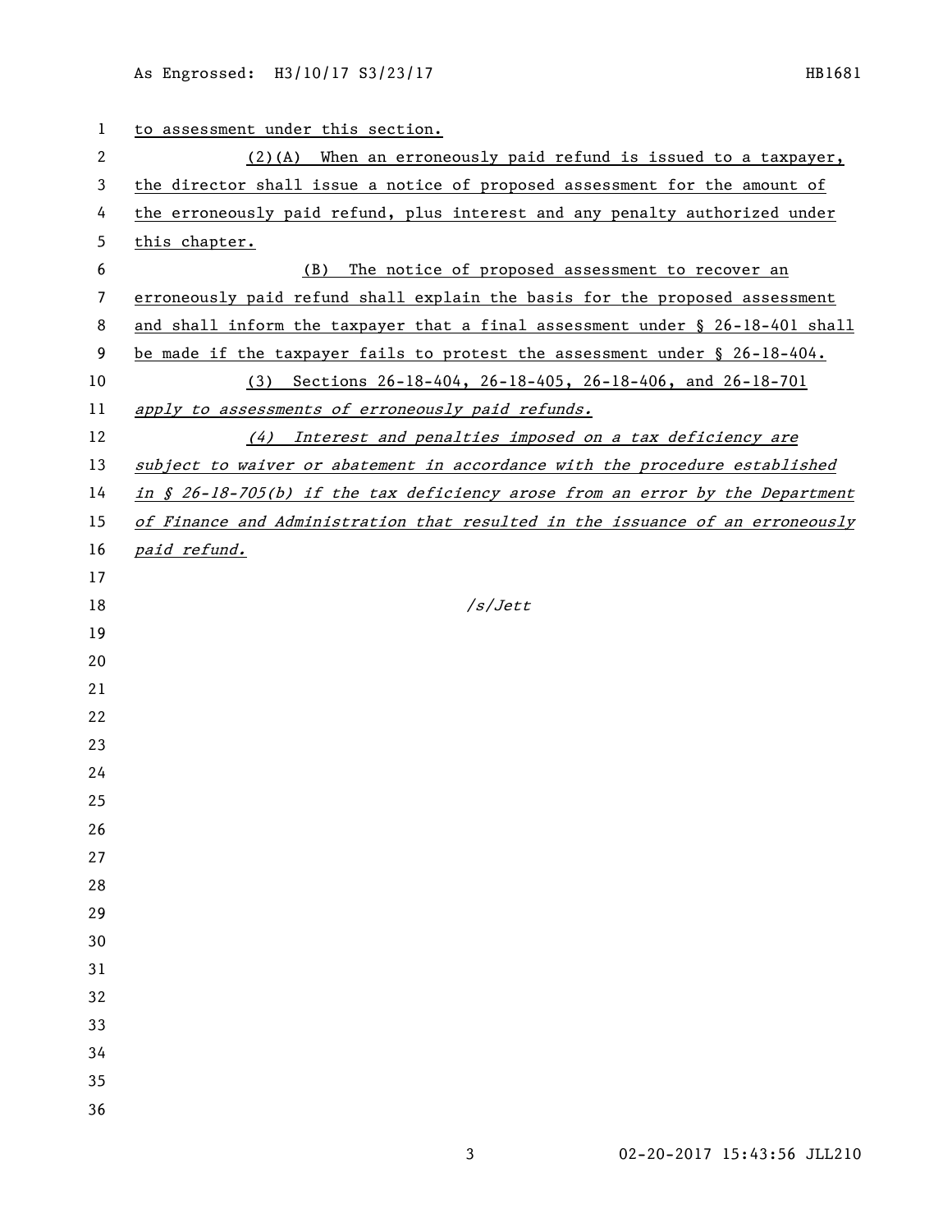to assessment under this section.

(2)(A) When an erroneously paid refund is issued to a taxpayer, the director shall issue a notice of proposed assessment for the amount of the erroneously paid refund, plus interest and any penalty authorized under this chapter.

(B) The notice of proposed assessment to recover an erroneously paid refund shall explain the basis for the proposed assessment and shall inform the taxpayer that a final assessment under § 26-18-401 shall be made if the taxpayer fails to protest the assessment under § 26-18-404.

(3) Sections 26-18-404, 26-18-405, 26-18-406, and 26-18-701 *apply to assessments of erroneously paid refunds.*

*(4) Interest and penalties imposed on a tax deficiency are subject to waiver or abatement in accordance with the procedure established in § 26-18-705(b) if the tax deficiency arose from an error by the Department of Finance and Administration that resulted in the issuance of an erroneously paid refund.*

*/s/Jett*